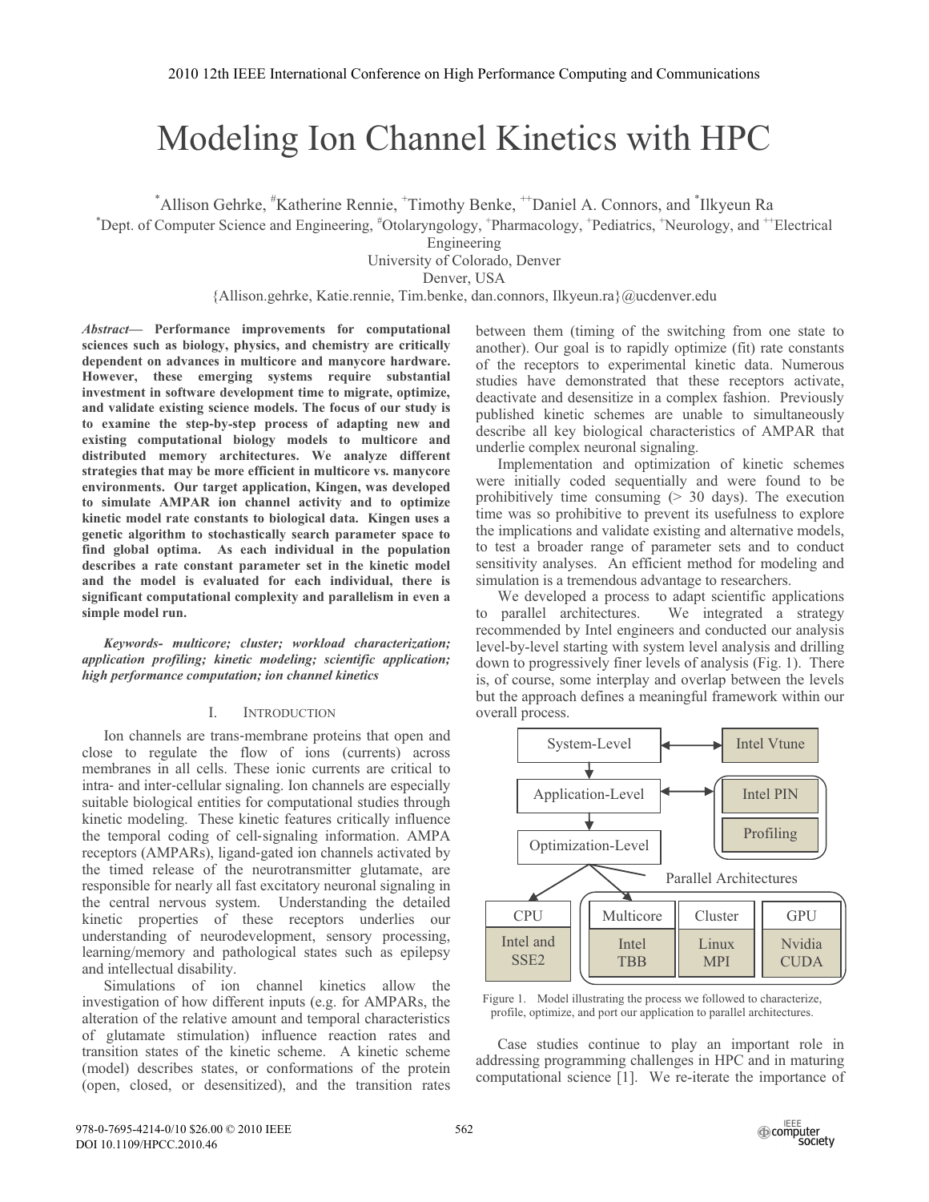# Modeling Ion Channel Kinetics with HPC

*Allison Gehrke, #Katherine Rennie, +Timothy Benke, ++Daniel A. Connors, and *Ilkyeun Ra

*Dept. of Computer Science and Engineering, #Otolaryngology, +Pharmacology, +Pediatrics, +Neurology, and ++Electrical Engineering

University of Colorado, Denver

Denver, USA

{Allison.gehrke, Katie.rennie, Tim.benke, dan.connors, Ilkyeun.ra}@ucdenver.edu

***Abstract*— Performance improvements for computational sciences such as biology, physics, and chemistry are critically dependent on advances in multicore and manycore hardware. However, these emerging systems require substantial investment in software development time to migrate, optimize, and validate existing science models. The focus of our study is to examine the step-by-step process of adapting new and existing computational biology models to multicore and distributed memory architectures. We analyze different strategies that may be more efficient in multicore vs. manycore environments. Our target application, Kingen, was developed to simulate AMPAR ion channel activity and to optimize kinetic model rate constants to biological data. Kingen uses a genetic algorithm to stochastically search parameter space to find global optima. As each individual in the population describes a rate constant parameter set in the kinetic model and the model is evaluated for each individual, there is significant computational complexity and parallelism in even a simple model run.**

***Keywords- multicore; cluster; workload characterization; application profiling; kinetic modeling; scientific application; high performance computation; ion channel kinetics***

## I. Introduction

Ion channels are trans-membrane proteins that open and close to regulate the flow of ions (currents) across membranes in all cells. These ionic currents are critical to intra- and inter-cellular signaling. Ion channels are especially suitable biological entities for computational studies through kinetic modeling. These kinetic features critically influence the temporal coding of cell-signaling information. AMPA receptors (AMPARs), ligand-gated ion channels activated by the timed release of the neurotransmitter glutamate, are responsible for nearly all fast excitatory neuronal signaling in the central nervous system. Understanding the detailed kinetic properties of these receptors underlies our understanding of neurodevelopment, sensory processing, learning/memory and pathological states such as epilepsy and intellectual disability.

Simulations of ion channel kinetics allow the investigation of how different inputs (e.g. for AMPARs, the alteration of the relative amount and temporal characteristics of glutamate stimulation) influence reaction rates and transition states of the kinetic scheme. A kinetic scheme (model) describes states, or conformations of the protein (open, closed, or desensitized), and the transition rates between them (timing of the switching from one state to another). Our goal is to rapidly optimize (fit) rate constants of the receptors to experimental kinetic data. Numerous studies have demonstrated that these receptors activate, deactivate and desensitize in a complex fashion. Previously published kinetic schemes are unable to simultaneously describe all key biological characteristics of AMPAR that underlie complex neuronal signaling.

Implementation and optimization of kinetic schemes were initially coded sequentially and were found to be prohibitively time consuming (> 30 days). The execution time was so prohibitive to prevent its usefulness to explore the implications and validate existing and alternative models, to test a broader range of parameter sets and to conduct sensitivity analyses. An efficient method for modeling and simulation is a tremendous advantage to researchers.

We developed a process to adapt scientific applications to parallel architectures. We integrated a strategy recommended by Intel engineers and conducted our analysis level-by-level starting with system level analysis and drilling down to progressively finer levels of analysis (Fig. 1). There is, of course, some interplay and overlap between the levels but the approach defines a meaningful framework within our overall process.

System-Level
Intel Vtune
Application-Level
Intel PIN
Profiling
Optimization-Level
Parallel Architectures
CPU
Intel and SSE2
Multicore
Intel TBB
Cluster
Linux MPI
GPU
Nvidia CUDA

Figure 1. Model illustrating the process we followed to characterize, profile, optimize, and port our application to parallel architectures.

Case studies continue to play an important role in addressing programming challenges in HPC and in maturing computational science [1]. We re-iterate the importance of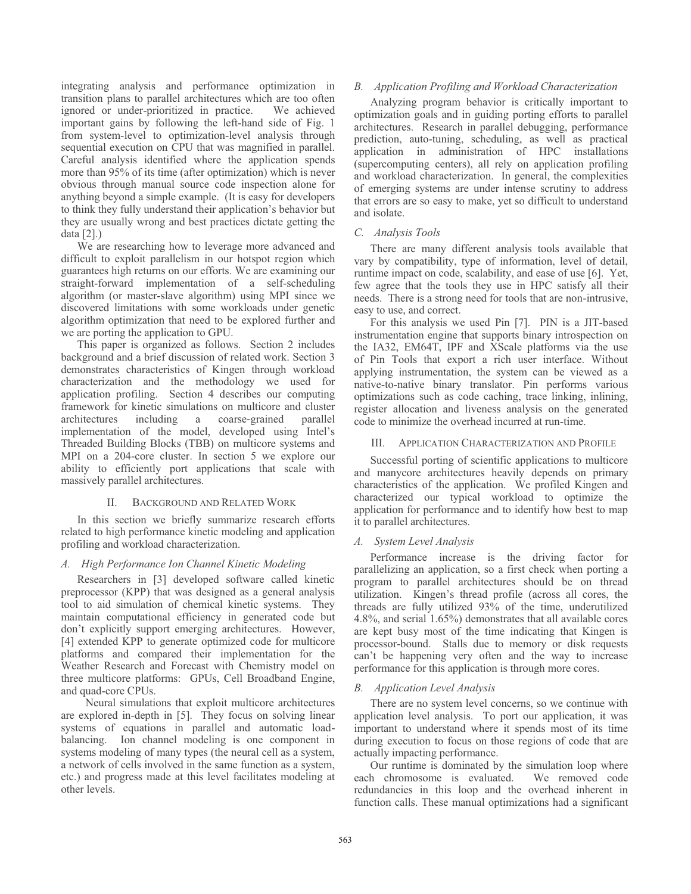integrating analysis and performance optimization in transition plans to parallel architectures which are too often ignored or under-prioritized in practice. We achieved important gains by following the left-hand side of Fig. 1 from system-level to optimization-level analysis through sequential execution on CPU that was magnified in parallel. Careful analysis identified where the application spends more than 95% of its time (after optimization) which is never obvious through manual source code inspection alone for anything beyond a simple example. (It is easy for developers to think they fully understand their application's behavior but they are usually wrong and best practices dictate getting the data [2].)

We are researching how to leverage more advanced and difficult to exploit parallelism in our hotspot region which guarantees high returns on our efforts. We are examining our straight-forward implementation of a self-scheduling algorithm (or master-slave algorithm) using MPI since we discovered limitations with some workloads under genetic algorithm optimization that need to be explored further and we are porting the application to GPU.

This paper is organized as follows. Section 2 includes background and a brief discussion of related work. Section 3 demonstrates characteristics of Kingen through workload characterization and the methodology we used for application profiling. Section 4 describes our computing framework for kinetic simulations on multicore and cluster architectures including a coarse-grained parallel implementation of the model, developed using Intel's Threaded Building Blocks (TBB) on multicore systems and MPI on a 204-core cluster. In section 5 we explore our ability to efficiently port applications that scale with massively parallel architectures.

## II. Background and Related Work

In this section we briefly summarize research efforts related to high performance kinetic modeling and application profiling and workload characterization.

### *A. High Performance Ion Channel Kinetic Modeling*

Researchers in [3] developed software called kinetic preprocessor (KPP) that was designed as a general analysis tool to aid simulation of chemical kinetic systems. They maintain computational efficiency in generated code but don't explicitly support emerging architectures. However, [4] extended KPP to generate optimized code for multicore platforms and compared their implementation for the Weather Research and Forecast with Chemistry model on three multicore platforms: GPUs, Cell Broadband Engine, and quad-core CPUs.

Neural simulations that exploit multicore architectures are explored in-depth in [5]. They focus on solving linear systems of equations in parallel and automatic load-balancing. Ion channel modeling is one component in systems modeling of many types (the neural cell as a system, a network of cells involved in the same function as a system, etc.) and progress made at this level facilitates modeling at other levels.

### *B. Application Profiling and Workload Characterization*

Analyzing program behavior is critically important to optimization goals and in guiding porting efforts to parallel architectures. Research in parallel debugging, performance prediction, auto-tuning, scheduling, as well as practical application in administration of HPC installations (supercomputing centers), all rely on application profiling and workload characterization. In general, the complexities of emerging systems are under intense scrutiny to address that errors are so easy to make, yet so difficult to understand and isolate.

### *C. Analysis Tools*

There are many different analysis tools available that vary by compatibility, type of information, level of detail, runtime impact on code, scalability, and ease of use [6]. Yet, few agree that the tools they use in HPC satisfy all their needs. There is a strong need for tools that are non-intrusive, easy to use, and correct.

For this analysis we used Pin [7]. PIN is a JIT-based instrumentation engine that supports binary introspection on the IA32, EM64T, IPF and XScale platforms via the use of Pin Tools that export a rich user interface. Without applying instrumentation, the system can be viewed as a native-to-native binary translator. Pin performs various optimizations such as code caching, trace linking, inlining, register allocation and liveness analysis on the generated code to minimize the overhead incurred at run-time.

## III. Application Characterization and Profile

Successful porting of scientific applications to multicore and manycore architectures heavily depends on primary characteristics of the application. We profiled Kingen and characterized our typical workload to optimize the application for performance and to identify how best to map it to parallel architectures.

### *A. System Level Analysis*

Performance increase is the driving factor for parallelizing an application, so a first check when porting a program to parallel architectures should be on thread utilization. Kingen's thread profile (across all cores, the threads are fully utilized 93% of the time, underutilized 4.8%, and serial 1.65%) demonstrates that all available cores are kept busy most of the time indicating that Kingen is processor-bound. Stalls due to memory or disk requests can't be happening very often and the way to increase performance for this application is through more cores.

### *B. Application Level Analysis*

There are no system level concerns, so we continue with application level analysis. To port our application, it was important to understand where it spends most of its time during execution to focus on those regions of code that are actually impacting performance.

Our runtime is dominated by the simulation loop where each chromosome is evaluated. We removed code redundancies in this loop and the overhead inherent in function calls. These manual optimizations had a significant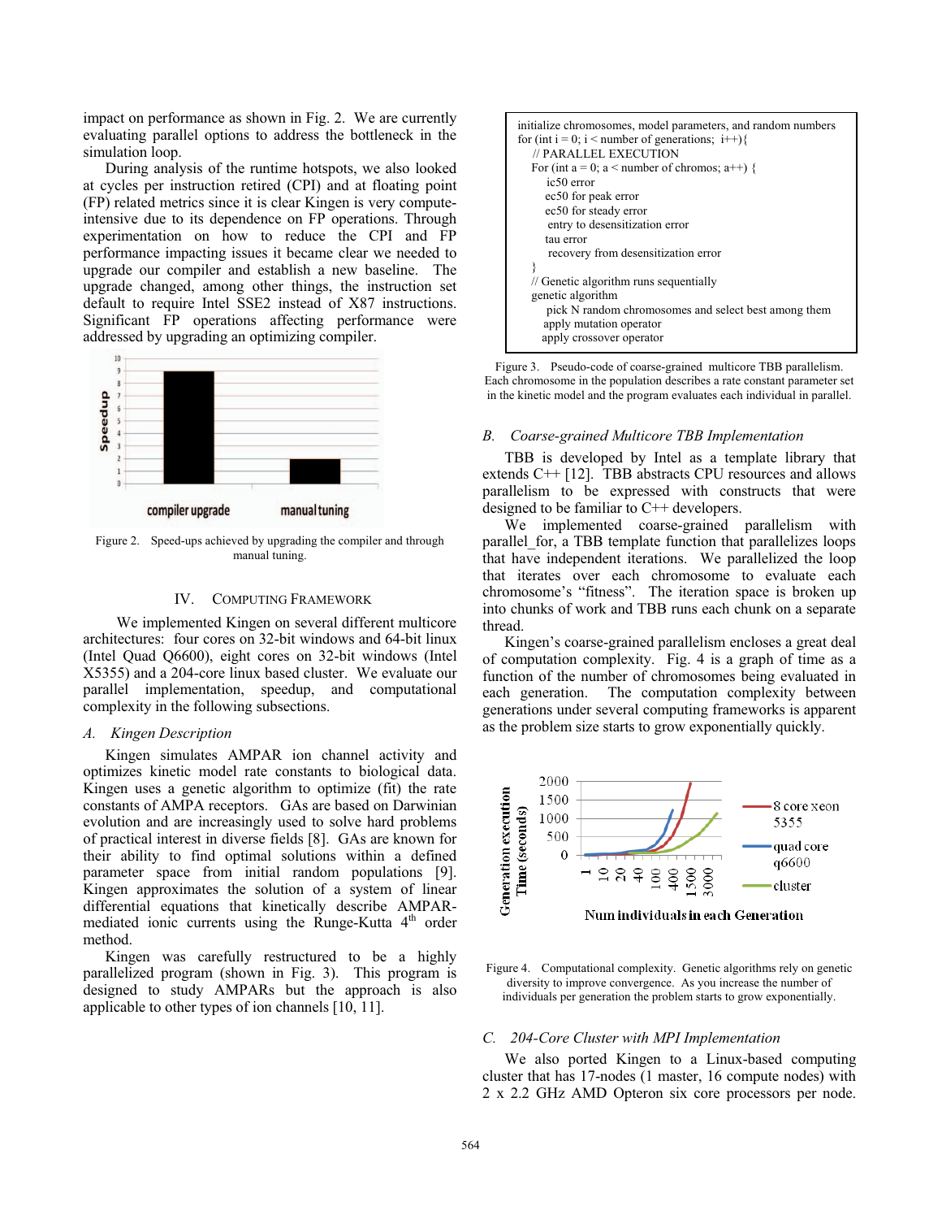impact on performance as shown in Fig. 2. We are currently evaluating parallel options to address the bottleneck in the simulation loop.

During analysis of the runtime hotspots, we also looked at cycles per instruction retired (CPI) and at floating point (FP) related metrics since it is clear Kingen is very compute-intensive due to its dependence on FP operations. Through experimentation on how to reduce the CPI and FP performance impacting issues it became clear we needed to upgrade our compiler and establish a new baseline. The upgrade changed, among other things, the instruction set default to require Intel SSE2 instead of X87 instructions. Significant FP operations affecting performance were addressed by upgrading an optimizing compiler.

Figure 2. Speed-ups achieved by upgrading the compiler and through manual tuning.

## IV. Computing Framework

We implemented Kingen on several different multicore architectures: four cores on 32-bit windows and 64-bit linux (Intel Quad Q6600), eight cores on 32-bit windows (Intel X5355) and a 204-core linux based cluster. We evaluate our parallel implementation, speedup, and computational complexity in the following subsections.

### A. Kingen Description

Kingen simulates AMPAR ion channel activity and optimizes kinetic model rate constants to biological data. Kingen uses a genetic algorithm to optimize (fit) the rate constants of AMPA receptors. GAs are based on Darwinian evolution and are increasingly used to solve hard problems of practical interest in diverse fields [8]. GAs are known for their ability to find optimal solutions within a defined parameter space from initial random populations [9]. Kingen approximates the solution of a system of linear differential equations that kinetically describe AMPAR-mediated ionic currents using the Runge-Kutta 4th order method.

Kingen was carefully restructured to be a highly parallelized program (shown in Fig. 3). This program is designed to study AMPARs but the approach is also applicable to other types of ion channels [10, 11].

```
initialize chromosomes, model parameters, and random numbers
for (int i = 0; i < number of generations;  i++){
  // PARALLEL EXECUTION
  For (int a = 0; a < number of chromos; a++) {
     ic50 error
     ec50 for peak error
     ec50 for steady error
     entry to desensitization error
     tau error
     recovery from desensitization error
  }
  // Genetic algorithm runs sequentially
  genetic algorithm
     pick N random chromosomes and select best among them
     apply mutation operator
     apply crossover operator
```

Figure 3. Pseudo-code of coarse-grained multicore TBB parallelism. Each chromosome in the population describes a rate constant parameter set in the kinetic model and the program evaluates each individual in parallel.

### B. Coarse-grained Multicore TBB Implementation

TBB is developed by Intel as a template library that extends C++ [12]. TBB abstracts CPU resources and allows parallelism to be expressed with constructs that were designed to be familiar to C++ developers.

We implemented coarse-grained parallelism with parallel_for, a TBB template function that parallelizes loops that have independent iterations. We parallelized the loop that iterates over each chromosome to evaluate each chromosome's "fitness". The iteration space is broken up into chunks of work and TBB runs each chunk on a separate thread.

Kingen's coarse-grained parallelism encloses a great deal of computation complexity. Fig. 4 is a graph of time as a function of the number of chromosomes being evaluated in each generation. The computation complexity between generations under several computing frameworks is apparent as the problem size starts to grow exponentially quickly.

Figure 4. Computational complexity. Genetic algorithms rely on genetic diversity to improve convergence. As you increase the number of individuals per generation the problem starts to grow exponentially.

### C. 204-Core Cluster with MPI Implementation

We also ported Kingen to a Linux-based computing cluster that has 17-nodes (1 master, 16 compute nodes) with 2 x 2.2 GHz AMD Opteron six core processors per node.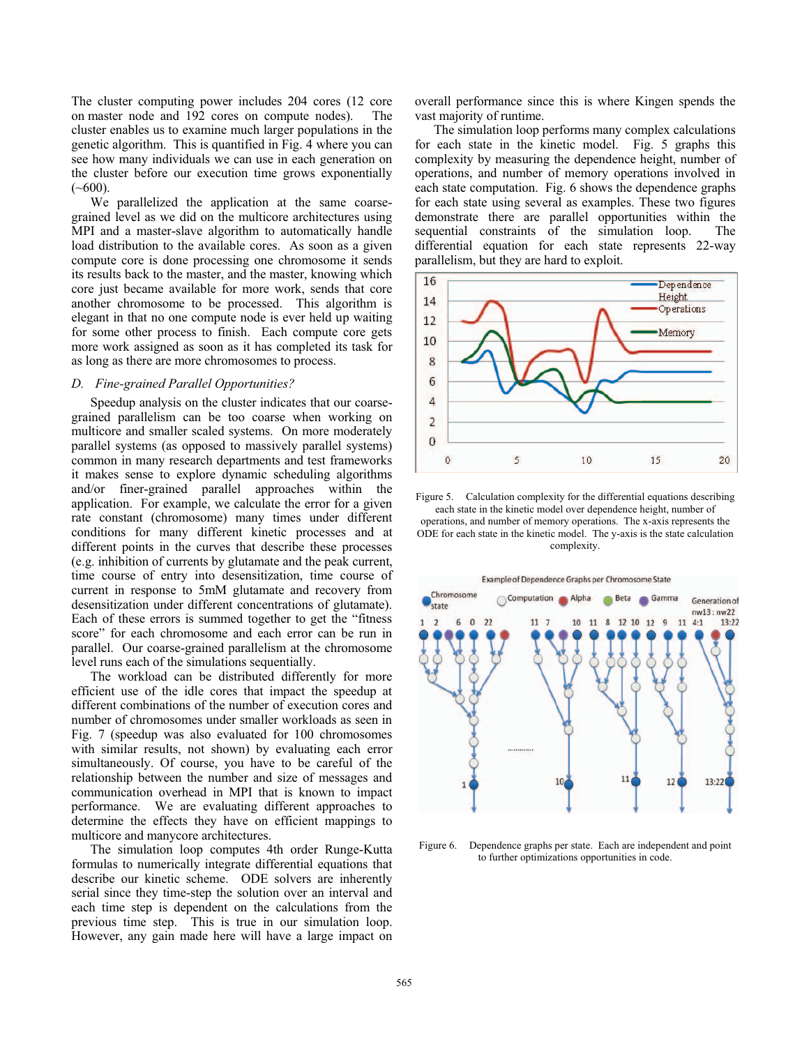The cluster computing power includes 204 cores (12 core on master node and 192 cores on compute nodes). The cluster enables us to examine much larger populations in the genetic algorithm. This is quantified in Fig. 4 where you can see how many individuals we can use in each generation on the cluster before our execution time grows exponentially (~600).

We parallelized the application at the same coarse-grained level as we did on the multicore architectures using MPI and a master-slave algorithm to automatically handle load distribution to the available cores. As soon as a given compute core is done processing one chromosome it sends its results back to the master, and the master, knowing which core just became available for more work, sends that core another chromosome to be processed. This algorithm is elegant in that no one compute node is ever held up waiting for some other process to finish. Each compute core gets more work assigned as soon as it has completed its task for as long as there are more chromosomes to process.

### *D. Fine-grained Parallel Opportunities?*

Speedup analysis on the cluster indicates that our coarse-grained parallelism can be too coarse when working on multicore and smaller scaled systems. On more moderately parallel systems (as opposed to massively parallel systems) common in many research departments and test frameworks it makes sense to explore dynamic scheduling algorithms and/or finer-grained parallel approaches within the application. For example, we calculate the error for a given rate constant (chromosome) many times under different conditions for many different kinetic processes and at different points in the curves that describe these processes (e.g. inhibition of currents by glutamate and the peak current, time course of entry into desensitization, time course of current in response to 5mM glutamate and recovery from desensitization under different concentrations of glutamate). Each of these errors is summed together to get the "fitness score" for each chromosome and each error can be run in parallel. Our coarse-grained parallelism at the chromosome level runs each of the simulations sequentially.

The workload can be distributed differently for more efficient use of the idle cores that impact the speedup at different combinations of the number of execution cores and number of chromosomes under smaller workloads as seen in Fig. 7 (speedup was also evaluated for 100 chromosomes with similar results, not shown) by evaluating each error simultaneously. Of course, you have to be careful of the relationship between the number and size of messages and communication overhead in MPI that is known to impact performance. We are evaluating different approaches to determine the effects they have on efficient mappings to multicore and manycore architectures.

The simulation loop computes 4th order Runge-Kutta formulas to numerically integrate differential equations that describe our kinetic scheme. ODE solvers are inherently serial since they time-step the solution over an interval and each time step is dependent on the calculations from the previous time step. This is true in our simulation loop. However, any gain made here will have a large impact on overall performance since this is where Kingen spends the vast majority of runtime.

The simulation loop performs many complex calculations for each state in the kinetic model. Fig. 5 graphs this complexity by measuring the dependence height, number of operations, and number of memory operations involved in each state computation. Fig. 6 shows the dependence graphs for each state using several as examples. These two figures demonstrate there are parallel opportunities within the sequential constraints of the simulation loop. The differential equation for each state represents 22-way parallelism, but they are hard to exploit.

16
14
12
10
8
6
4
2
0
0 5 10 15 20
Dependence Height
Operations
Memory

Figure 5. Calculation complexity for the differential equations describing each state in the kinetic model over dependence height, number of operations, and number of memory operations. The x-axis represents the ODE for each state in the kinetic model. The y-axis is the state calculation complexity.

Example of Dependence Graphs per Chromosome State
Chromosome state
Computation
Alpha
Beta
Gamma
Generation of nw13 : nw22
1 2 6 0 22
11 7 10 11 8 12 10 12 9 11
4:1 13:22
1
10
11
12
13:22

Figure 6. Dependence graphs per state. Each are independent and point to further optimizations opportunities in code.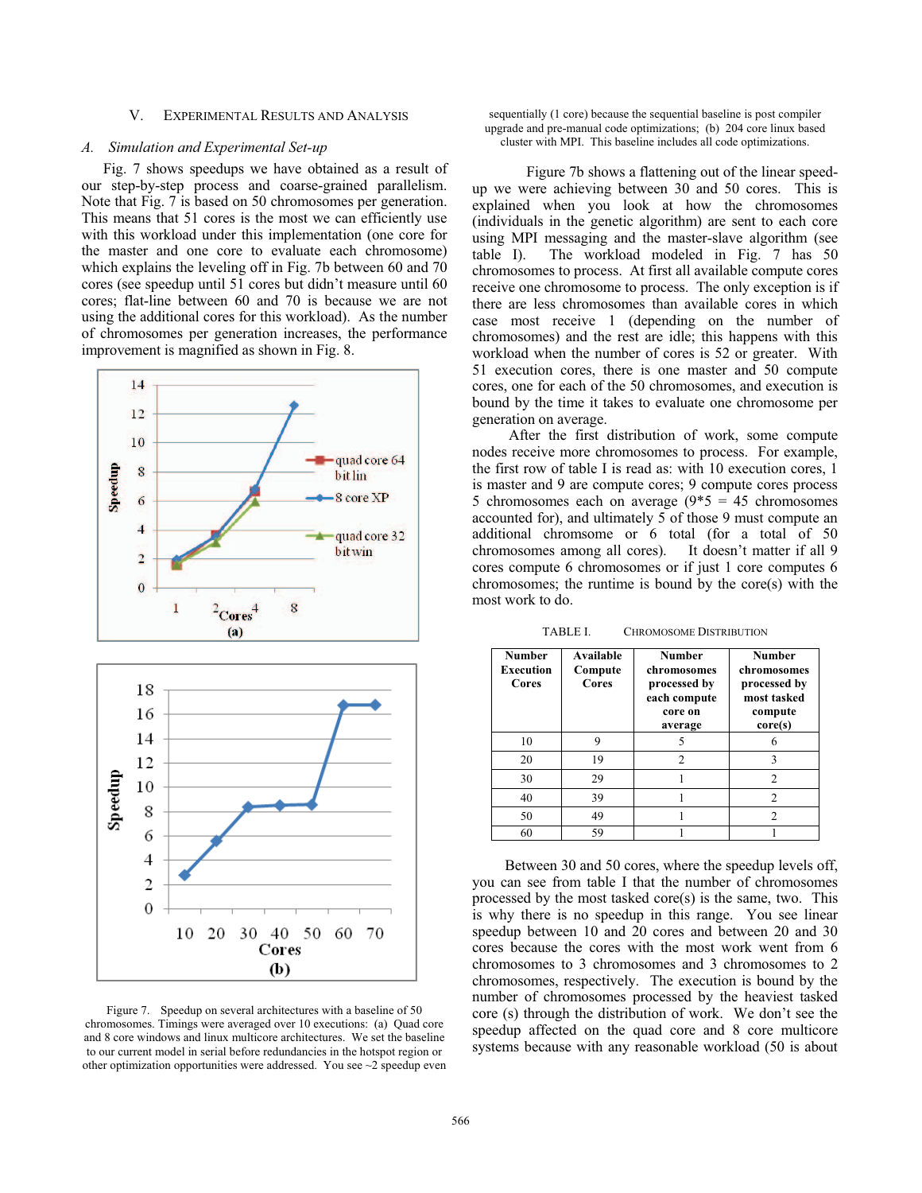## V. Experimental Results and Analysis

### A. Simulation and Experimental Set-up

Fig. 7 shows speedups we have obtained as a result of our step-by-step process and coarse-grained parallelism. Note that Fig. 7 is based on 50 chromosomes per generation. This means that 51 cores is the most we can efficiently use with this workload under this implementation (one core for the master and one core to evaluate each chromosome) which explains the leveling off in Fig. 7b between 60 and 70 cores (see speedup until 51 cores but didn't measure until 60 cores; flat-line between 60 and 70 is because we are not using the additional cores for this workload). As the number of chromosomes per generation increases, the performance improvement is magnified as shown in Fig. 8.

Figure 7. Speedup on several architectures with a baseline of 50 chromosomes. Timings were averaged over 10 executions: (a) Quad core and 8 core windows and linux multicore architectures. We set the baseline to our current model in serial before redundancies in the hotspot region or other optimization opportunities were addressed. You see ~2 speedup even sequentially (1 core) because the sequential baseline is post compiler upgrade and pre-manual code optimizations; (b) 204 core linux based cluster with MPI. This baseline includes all code optimizations.

Figure 7b shows a flattening out of the linear speed-up we were achieving between 30 and 50 cores. This is explained when you look at how the chromosomes (individuals in the genetic algorithm) are sent to each core using MPI messaging and the master-slave algorithm (see table I). The workload modeled in Fig. 7 has 50 chromosomes to process. At first all available compute cores receive one chromosome to process. The only exception is if there are less chromosomes than available cores in which case most receive 1 (depending on the number of chromosomes) and the rest are idle; this happens with this workload when the number of cores is 52 or greater. With 51 execution cores, there is one master and 50 compute cores, one for each of the 50 chromosomes, and execution is bound by the time it takes to evaluate one chromosome per generation on average.

After the first distribution of work, some compute nodes receive more chromosomes to process. For example, the first row of table I is read as: with 10 execution cores, 1 is master and 9 are compute cores; 9 compute cores process 5 chromosomes each on average (9*5 = 45 chromosomes accounted for), and ultimately 5 of those 9 must compute an additional chromsome or 6 total (for a total of 50 chromosomes among all cores). It doesn't matter if all 9 cores compute 6 chromosomes or if just 1 core computes 6 chromosomes; the runtime is bound by the core(s) with the most work to do.

TABLE I. Chromosome Distribution

| Number Execution Cores | Available Compute Cores | Number chromosomes processed by each compute core on average | Number chromosomes processed by most tasked compute core(s) |
|---|---|---|---|
| 10 | 9 | 5 | 6 |
| 20 | 19 | 2 | 3 |
| 30 | 29 | 1 | 2 |
| 40 | 39 | 1 | 2 |
| 50 | 49 | 1 | 2 |
| 60 | 59 | 1 | 1 |

Between 30 and 50 cores, where the speedup levels off, you can see from table I that the number of chromosomes processed by the most tasked core(s) is the same, two. This is why there is no speedup in this range. You see linear speedup between 10 and 20 cores and between 20 and 30 cores because the cores with the most work went from 6 chromosomes to 3 chromosomes and 3 chromosomes to 2 chromosomes, respectively. The execution is bound by the number of chromosomes processed by the heaviest tasked core (s) through the distribution of work. We don't see the speedup affected on the quad core and 8 core multicore systems because with any reasonable workload (50 is about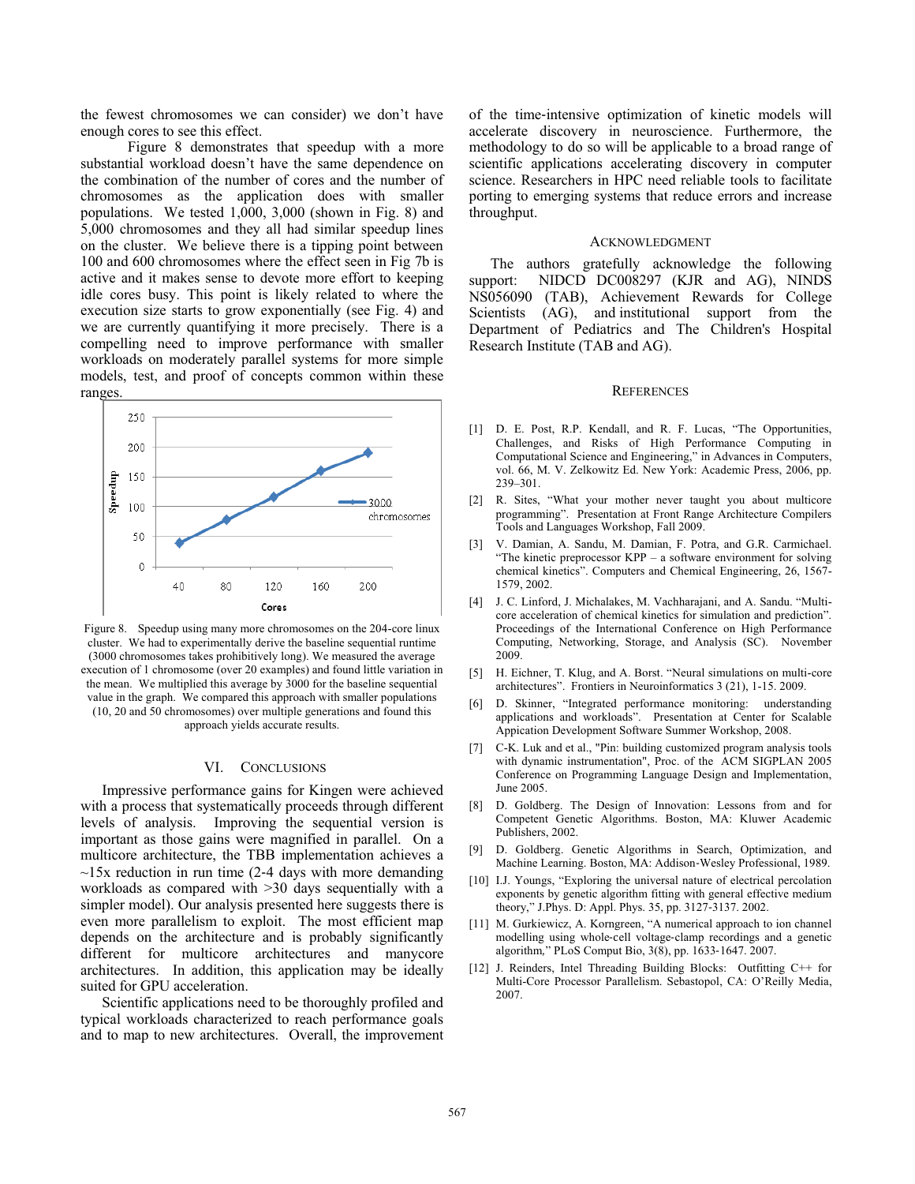the fewest chromosomes we can consider) we don't have enough cores to see this effect.

Figure 8 demonstrates that speedup with a more substantial workload doesn't have the same dependence on the combination of the number of cores and the number of chromosomes as the application does with smaller populations. We tested 1,000, 3,000 (shown in Fig. 8) and 5,000 chromosomes and they all had similar speedup lines on the cluster. We believe there is a tipping point between 100 and 600 chromosomes where the effect seen in Fig 7b is active and it makes sense to devote more effort to keeping idle cores busy. This point is likely related to where the execution size starts to grow exponentially (see Fig. 4) and we are currently quantifying it more precisely. There is a compelling need to improve performance with smaller workloads on moderately parallel systems for more simple models, test, and proof of concepts common within these ranges.

Speedup
250
200
150
100
50
0
40
80
120
160
200
Cores
3000 chromosomes

Figure 8. Speedup using many more chromosomes on the 204-core linux cluster. We had to experimentally derive the baseline sequential runtime (3000 chromosomes takes prohibitively long). We measured the average execution of 1 chromosome (over 20 examples) and found little variation in the mean. We multiplied this average by 3000 for the baseline sequential value in the graph. We compared this approach with smaller populations (10, 20 and 50 chromosomes) over multiple generations and found this approach yields accurate results.

## VI. Conclusions

Impressive performance gains for Kingen were achieved with a process that systematically proceeds through different levels of analysis. Improving the sequential version is important as those gains were magnified in parallel. On a multicore architecture, the TBB implementation achieves a ~15x reduction in run time (2-4 days with more demanding workloads as compared with >30 days sequentially with a simpler model). Our analysis presented here suggests there is even more parallelism to exploit. The most efficient map depends on the architecture and is probably significantly different for multicore architectures and manycore architectures. In addition, this application may be ideally suited for GPU acceleration.

Scientific applications need to be thoroughly profiled and typical workloads characterized to reach performance goals and to map to new architectures. Overall, the improvement of the time-intensive optimization of kinetic models will accelerate discovery in neuroscience. Furthermore, the methodology to do so will be applicable to a broad range of scientific applications accelerating discovery in computer science. Researchers in HPC need reliable tools to facilitate porting to emerging systems that reduce errors and increase throughput.

## Acknowledgment

The authors gratefully acknowledge the following support: NIDCD DC008297 (KJR and AG), NINDS NS056090 (TAB), Achievement Rewards for College Scientists (AG), and institutional support from the Department of Pediatrics and The Children's Hospital Research Institute (TAB and AG).

## References

[1] D. E. Post, R.P. Kendall, and R. F. Lucas, "The Opportunities, Challenges, and Risks of High Performance Computing in Computational Science and Engineering," in Advances in Computers, vol. 66, M. V. Zelkowitz Ed. New York: Academic Press, 2006, pp. 239–301.

[2] R. Sites, "What your mother never taught you about multicore programming". Presentation at Front Range Architecture Compilers Tools and Languages Workshop, Fall 2009.

[3] V. Damian, A. Sandu, M. Damian, F. Potra, and G.R. Carmichael. "The kinetic preprocessor KPP – a software environment for solving chemical kinetics". Computers and Chemical Engineering, 26, 1567-1579, 2002.

[4] J. C. Linford, J. Michalakes, M. Vachharajani, and A. Sandu. "Multi-core acceleration of chemical kinetics for simulation and prediction". Proceedings of the International Conference on High Performance Computing, Networking, Storage, and Analysis (SC). November 2009.

[5] H. Eichner, T. Klug, and A. Borst. "Neural simulations on multi-core architectures". Frontiers in Neuroinformatics 3 (21), 1-15. 2009.

[6] D. Skinner, "Integrated performance monitoring: understanding applications and workloads". Presentation at Center for Scalable Appication Development Software Summer Workshop, 2008.

[7] C-K. Luk and et al., "Pin: building customized program analysis tools with dynamic instrumentation", Proc. of the ACM SIGPLAN 2005 Conference on Programming Language Design and Implementation, June 2005.

[8] D. Goldberg. The Design of Innovation: Lessons from and for Competent Genetic Algorithms. Boston, MA: Kluwer Academic Publishers, 2002.

[9] D. Goldberg. Genetic Algorithms in Search, Optimization, and Machine Learning. Boston, MA: Addison-Wesley Professional, 1989.

[10] I.J. Youngs, "Exploring the universal nature of electrical percolation exponents by genetic algorithm fitting with general effective medium theory," J.Phys. D: Appl. Phys. 35, pp. 3127-3137. 2002.

[11] M. Gurkiewicz, A. Korngreen, "A numerical approach to ion channel modelling using whole-cell voltage-clamp recordings and a genetic algorithm," PLoS Comput Bio, 3(8), pp. 1633-1647. 2007.

[12] J. Reinders, Intel Threading Building Blocks: Outfitting C++ for Multi-Core Processor Parallelism. Sebastopol, CA: O'Reilly Media, 2007.